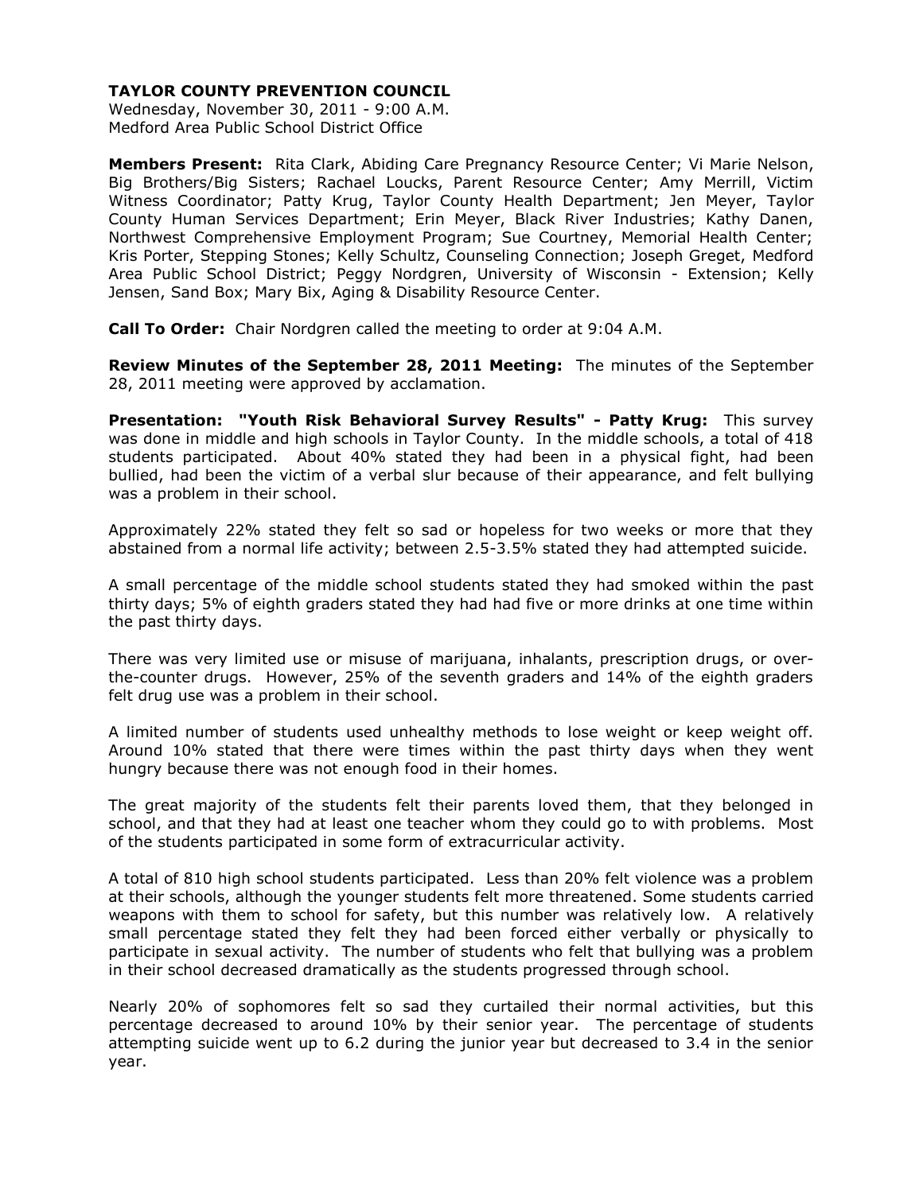# TAYLOR COUNTY PREVENTION COUNCIL

Wednesday, November 30, 2011 - 9:00 A.M.
Medford Area Public School District Office

**Members Present:** Rita Clark, Abiding Care Pregnancy Resource Center; Vi Marie Nelson, Big Brothers/Big Sisters; Rachael Loucks, Parent Resource Center; Amy Merrill, Victim Witness Coordinator; Patty Krug, Taylor County Health Department; Jen Meyer, Taylor County Human Services Department; Erin Meyer, Black River Industries; Kathy Danen, Northwest Comprehensive Employment Program; Sue Courtney, Memorial Health Center; Kris Porter, Stepping Stones; Kelly Schultz, Counseling Connection; Joseph Greget, Medford Area Public School District; Peggy Nordgren, University of Wisconsin - Extension; Kelly Jensen, Sand Box; Mary Bix, Aging & Disability Resource Center.

**Call To Order:** Chair Nordgren called the meeting to order at 9:04 A.M.

**Review Minutes of the September 28, 2011 Meeting:** The minutes of the September 28, 2011 meeting were approved by acclamation.

**Presentation: "Youth Risk Behavioral Survey Results" - Patty Krug:** This survey was done in middle and high schools in Taylor County. In the middle schools, a total of 418 students participated. About 40% stated they had been in a physical fight, had been bullied, had been the victim of a verbal slur because of their appearance, and felt bullying was a problem in their school.

Approximately 22% stated they felt so sad or hopeless for two weeks or more that they abstained from a normal life activity; between 2.5-3.5% stated they had attempted suicide.

A small percentage of the middle school students stated they had smoked within the past thirty days; 5% of eighth graders stated they had had five or more drinks at one time within the past thirty days.

There was very limited use or misuse of marijuana, inhalants, prescription drugs, or over-the-counter drugs. However, 25% of the seventh graders and 14% of the eighth graders felt drug use was a problem in their school.

A limited number of students used unhealthy methods to lose weight or keep weight off. Around 10% stated that there were times within the past thirty days when they went hungry because there was not enough food in their homes.

The great majority of the students felt their parents loved them, that they belonged in school, and that they had at least one teacher whom they could go to with problems. Most of the students participated in some form of extracurricular activity.

A total of 810 high school students participated. Less than 20% felt violence was a problem at their schools, although the younger students felt more threatened. Some students carried weapons with them to school for safety, but this number was relatively low. A relatively small percentage stated they felt they had been forced either verbally or physically to participate in sexual activity. The number of students who felt that bullying was a problem in their school decreased dramatically as the students progressed through school.

Nearly 20% of sophomores felt so sad they curtailed their normal activities, but this percentage decreased to around 10% by their senior year. The percentage of students attempting suicide went up to 6.2 during the junior year but decreased to 3.4 in the senior year.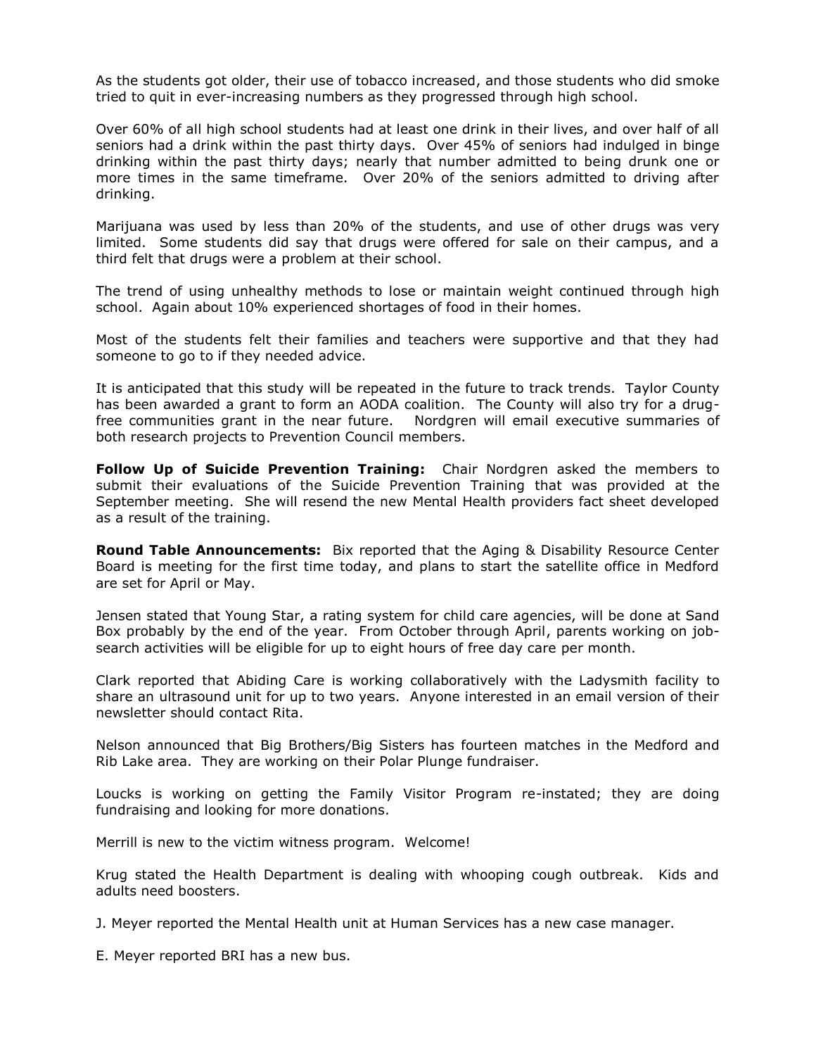As the students got older, their use of tobacco increased, and those students who did smoke tried to quit in ever-increasing numbers as they progressed through high school.

Over 60% of all high school students had at least one drink in their lives, and over half of all seniors had a drink within the past thirty days. Over 45% of seniors had indulged in binge drinking within the past thirty days; nearly that number admitted to being drunk one or more times in the same timeframe. Over 20% of the seniors admitted to driving after drinking.

Marijuana was used by less than 20% of the students, and use of other drugs was very limited. Some students did say that drugs were offered for sale on their campus, and a third felt that drugs were a problem at their school.

The trend of using unhealthy methods to lose or maintain weight continued through high school. Again about 10% experienced shortages of food in their homes.

Most of the students felt their families and teachers were supportive and that they had someone to go to if they needed advice.

It is anticipated that this study will be repeated in the future to track trends. Taylor County has been awarded a grant to form an AODA coalition. The County will also try for a drug-free communities grant in the near future. Nordgren will email executive summaries of both research projects to Prevention Council members.

**Follow Up of Suicide Prevention Training:** Chair Nordgren asked the members to submit their evaluations of the Suicide Prevention Training that was provided at the September meeting. She will resend the new Mental Health providers fact sheet developed as a result of the training.

**Round Table Announcements:** Bix reported that the Aging & Disability Resource Center Board is meeting for the first time today, and plans to start the satellite office in Medford are set for April or May.

Jensen stated that Young Star, a rating system for child care agencies, will be done at Sand Box probably by the end of the year. From October through April, parents working on job-search activities will be eligible for up to eight hours of free day care per month.

Clark reported that Abiding Care is working collaboratively with the Ladysmith facility to share an ultrasound unit for up to two years. Anyone interested in an email version of their newsletter should contact Rita.

Nelson announced that Big Brothers/Big Sisters has fourteen matches in the Medford and Rib Lake area. They are working on their Polar Plunge fundraiser.

Loucks is working on getting the Family Visitor Program re-instated; they are doing fundraising and looking for more donations.

Merrill is new to the victim witness program. Welcome!

Krug stated the Health Department is dealing with whooping cough outbreak. Kids and adults need boosters.

J. Meyer reported the Mental Health unit at Human Services has a new case manager.

E. Meyer reported BRI has a new bus.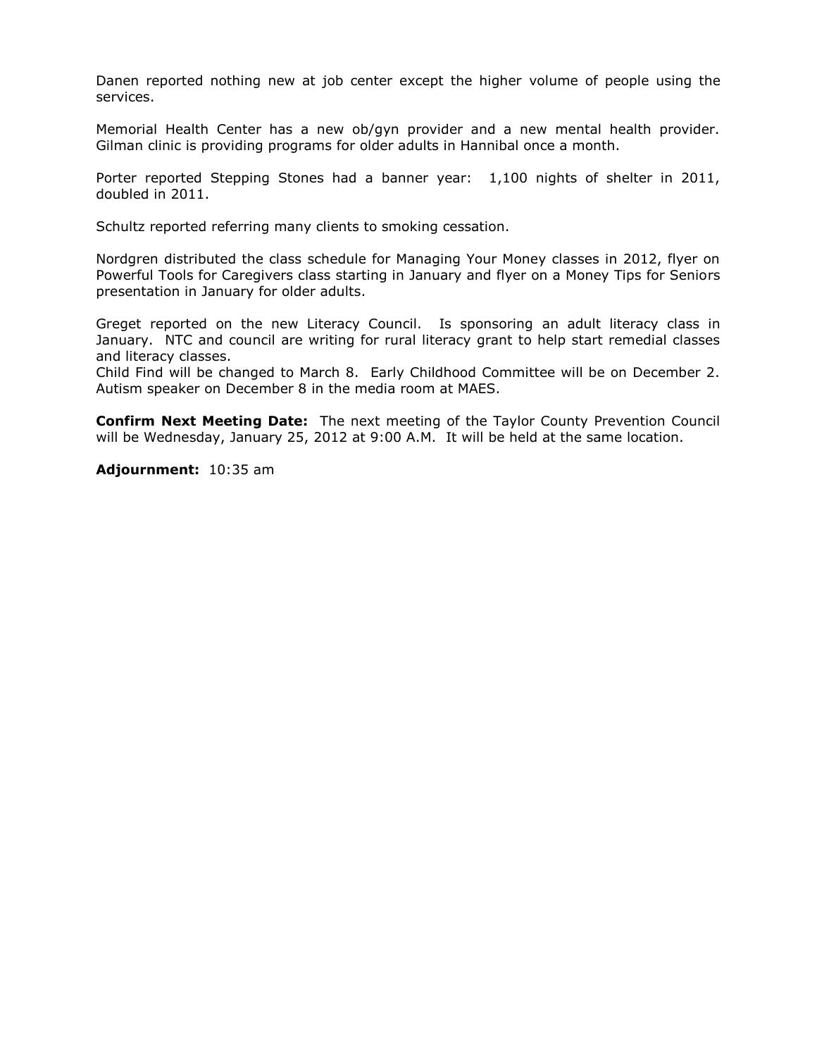Danen reported nothing new at job center except the higher volume of people using the services.

Memorial Health Center has a new ob/gyn provider and a new mental health provider. Gilman clinic is providing programs for older adults in Hannibal once a month.

Porter reported Stepping Stones had a banner year: 1,100 nights of shelter in 2011, doubled in 2011.

Schultz reported referring many clients to smoking cessation.

Nordgren distributed the class schedule for Managing Your Money classes in 2012, flyer on Powerful Tools for Caregivers class starting in January and flyer on a Money Tips for Seniors presentation in January for older adults.

Greget reported on the new Literacy Council. Is sponsoring an adult literacy class in January. NTC and council are writing for rural literacy grant to help start remedial classes and literacy classes.
Child Find will be changed to March 8. Early Childhood Committee will be on December 2. Autism speaker on December 8 in the media room at MAES.

**Confirm Next Meeting Date:** The next meeting of the Taylor County Prevention Council will be Wednesday, January 25, 2012 at 9:00 A.M. It will be held at the same location.

**Adjournment:** 10:35 am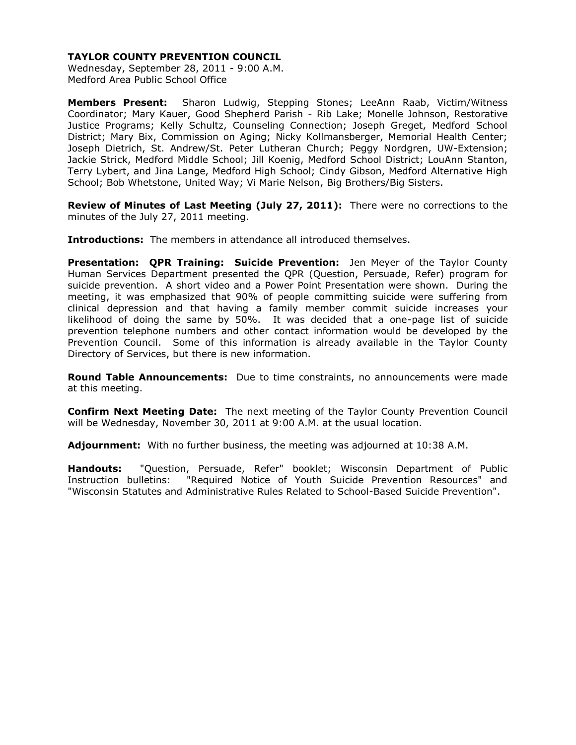**TAYLOR COUNTY PREVENTION COUNCIL**
Wednesday, September 28, 2011 - 9:00 A.M.
Medford Area Public School Office

**Members Present:** Sharon Ludwig, Stepping Stones; LeeAnn Raab, Victim/Witness Coordinator; Mary Kauer, Good Shepherd Parish - Rib Lake; Monelle Johnson, Restorative Justice Programs; Kelly Schultz, Counseling Connection; Joseph Greget, Medford School District; Mary Bix, Commission on Aging; Nicky Kollmansberger, Memorial Health Center; Joseph Dietrich, St. Andrew/St. Peter Lutheran Church; Peggy Nordgren, UW-Extension; Jackie Strick, Medford Middle School; Jill Koenig, Medford School District; LouAnn Stanton, Terry Lybert, and Jina Lange, Medford High School; Cindy Gibson, Medford Alternative High School; Bob Whetstone, United Way; Vi Marie Nelson, Big Brothers/Big Sisters.

**Review of Minutes of Last Meeting (July 27, 2011):** There were no corrections to the minutes of the July 27, 2011 meeting.

**Introductions:** The members in attendance all introduced themselves.

**Presentation: QPR Training: Suicide Prevention:** Jen Meyer of the Taylor County Human Services Department presented the QPR (Question, Persuade, Refer) program for suicide prevention. A short video and a Power Point Presentation were shown. During the meeting, it was emphasized that 90% of people committing suicide were suffering from clinical depression and that having a family member commit suicide increases your likelihood of doing the same by 50%. It was decided that a one-page list of suicide prevention telephone numbers and other contact information would be developed by the Prevention Council. Some of this information is already available in the Taylor County Directory of Services, but there is new information.

**Round Table Announcements:** Due to time constraints, no announcements were made at this meeting.

**Confirm Next Meeting Date:** The next meeting of the Taylor County Prevention Council will be Wednesday, November 30, 2011 at 9:00 A.M. at the usual location.

**Adjournment:** With no further business, the meeting was adjourned at 10:38 A.M.

**Handouts:** "Question, Persuade, Refer" booklet; Wisconsin Department of Public Instruction bulletins: "Required Notice of Youth Suicide Prevention Resources" and "Wisconsin Statutes and Administrative Rules Related to School-Based Suicide Prevention".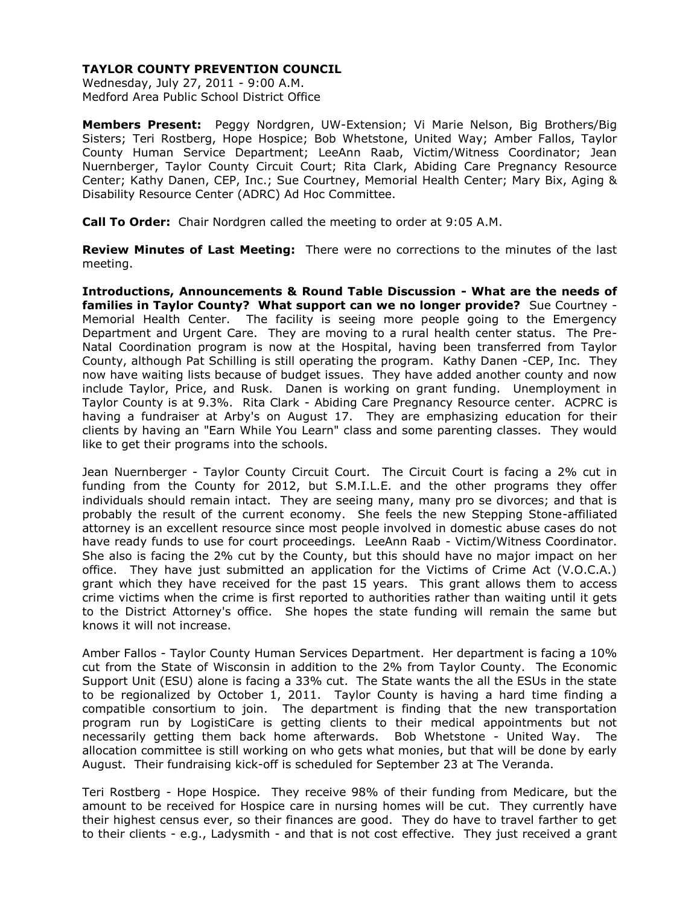**TAYLOR COUNTY PREVENTION COUNCIL**

Wednesday, July 27, 2011 - 9:00 A.M.
Medford Area Public School District Office

**Members Present:** Peggy Nordgren, UW-Extension; Vi Marie Nelson, Big Brothers/Big Sisters; Teri Rostberg, Hope Hospice; Bob Whetstone, United Way; Amber Fallos, Taylor County Human Service Department; LeeAnn Raab, Victim/Witness Coordinator; Jean Nuernberger, Taylor County Circuit Court; Rita Clark, Abiding Care Pregnancy Resource Center; Kathy Danen, CEP, Inc.; Sue Courtney, Memorial Health Center; Mary Bix, Aging & Disability Resource Center (ADRC) Ad Hoc Committee.

**Call To Order:** Chair Nordgren called the meeting to order at 9:05 A.M.

**Review Minutes of Last Meeting:** There were no corrections to the minutes of the last meeting.

**Introductions, Announcements & Round Table Discussion - What are the needs of families in Taylor County? What support can we no longer provide?** Sue Courtney - Memorial Health Center. The facility is seeing more people going to the Emergency Department and Urgent Care. They are moving to a rural health center status. The Pre-Natal Coordination program is now at the Hospital, having been transferred from Taylor County, although Pat Schilling is still operating the program. Kathy Danen -CEP, Inc. They now have waiting lists because of budget issues. They have added another county and now include Taylor, Price, and Rusk. Danen is working on grant funding. Unemployment in Taylor County is at 9.3%. Rita Clark - Abiding Care Pregnancy Resource center. ACPRC is having a fundraiser at Arby's on August 17. They are emphasizing education for their clients by having an "Earn While You Learn" class and some parenting classes. They would like to get their programs into the schools.

Jean Nuernberger - Taylor County Circuit Court. The Circuit Court is facing a 2% cut in funding from the County for 2012, but S.M.I.L.E. and the other programs they offer individuals should remain intact. They are seeing many, many pro se divorces; and that is probably the result of the current economy. She feels the new Stepping Stone-affiliated attorney is an excellent resource since most people involved in domestic abuse cases do not have ready funds to use for court proceedings. LeeAnn Raab - Victim/Witness Coordinator. She also is facing the 2% cut by the County, but this should have no major impact on her office. They have just submitted an application for the Victims of Crime Act (V.O.C.A.) grant which they have received for the past 15 years. This grant allows them to access crime victims when the crime is first reported to authorities rather than waiting until it gets to the District Attorney's office. She hopes the state funding will remain the same but knows it will not increase.

Amber Fallos - Taylor County Human Services Department. Her department is facing a 10% cut from the State of Wisconsin in addition to the 2% from Taylor County. The Economic Support Unit (ESU) alone is facing a 33% cut. The State wants the all the ESUs in the state to be regionalized by October 1, 2011. Taylor County is having a hard time finding a compatible consortium to join. The department is finding that the new transportation program run by LogistiCare is getting clients to their medical appointments but not necessarily getting them back home afterwards. Bob Whetstone - United Way. The allocation committee is still working on who gets what monies, but that will be done by early August. Their fundraising kick-off is scheduled for September 23 at The Veranda.

Teri Rostberg - Hope Hospice. They receive 98% of their funding from Medicare, but the amount to be received for Hospice care in nursing homes will be cut. They currently have their highest census ever, so their finances are good. They do have to travel farther to get to their clients - e.g., Ladysmith - and that is not cost effective. They just received a grant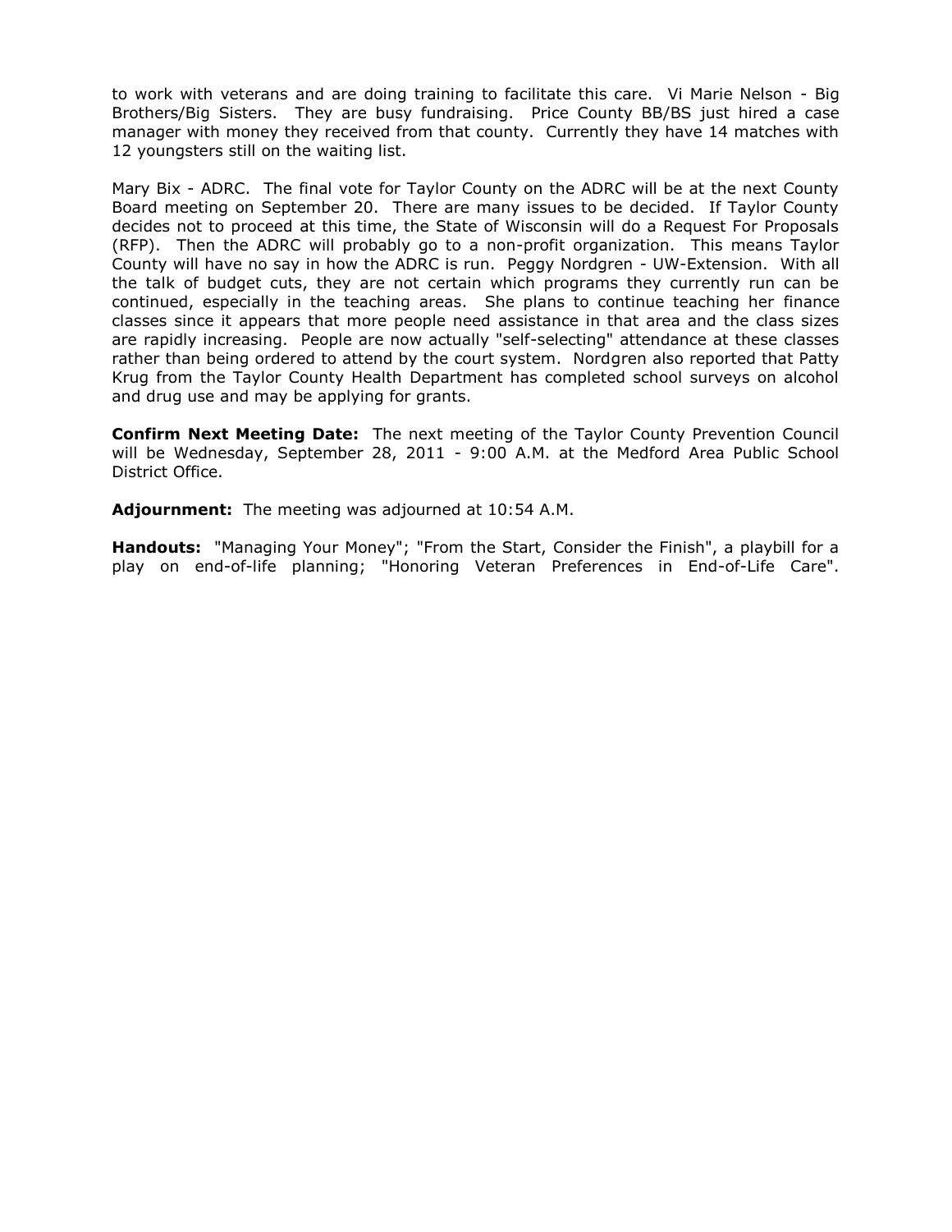to work with veterans and are doing training to facilitate this care. Vi Marie Nelson - Big Brothers/Big Sisters. They are busy fundraising. Price County BB/BS just hired a case manager with money they received from that county. Currently they have 14 matches with 12 youngsters still on the waiting list.

Mary Bix - ADRC. The final vote for Taylor County on the ADRC will be at the next County Board meeting on September 20. There are many issues to be decided. If Taylor County decides not to proceed at this time, the State of Wisconsin will do a Request For Proposals (RFP). Then the ADRC will probably go to a non-profit organization. This means Taylor County will have no say in how the ADRC is run. Peggy Nordgren - UW-Extension. With all the talk of budget cuts, they are not certain which programs they currently run can be continued, especially in the teaching areas. She plans to continue teaching her finance classes since it appears that more people need assistance in that area and the class sizes are rapidly increasing. People are now actually "self-selecting" attendance at these classes rather than being ordered to attend by the court system. Nordgren also reported that Patty Krug from the Taylor County Health Department has completed school surveys on alcohol and drug use and may be applying for grants.

**Confirm Next Meeting Date:** The next meeting of the Taylor County Prevention Council will be Wednesday, September 28, 2011 - 9:00 A.M. at the Medford Area Public School District Office.

**Adjournment:** The meeting was adjourned at 10:54 A.M.

**Handouts:** "Managing Your Money"; "From the Start, Consider the Finish", a playbill for a play on end-of-life planning; "Honoring Veteran Preferences in End-of-Life Care".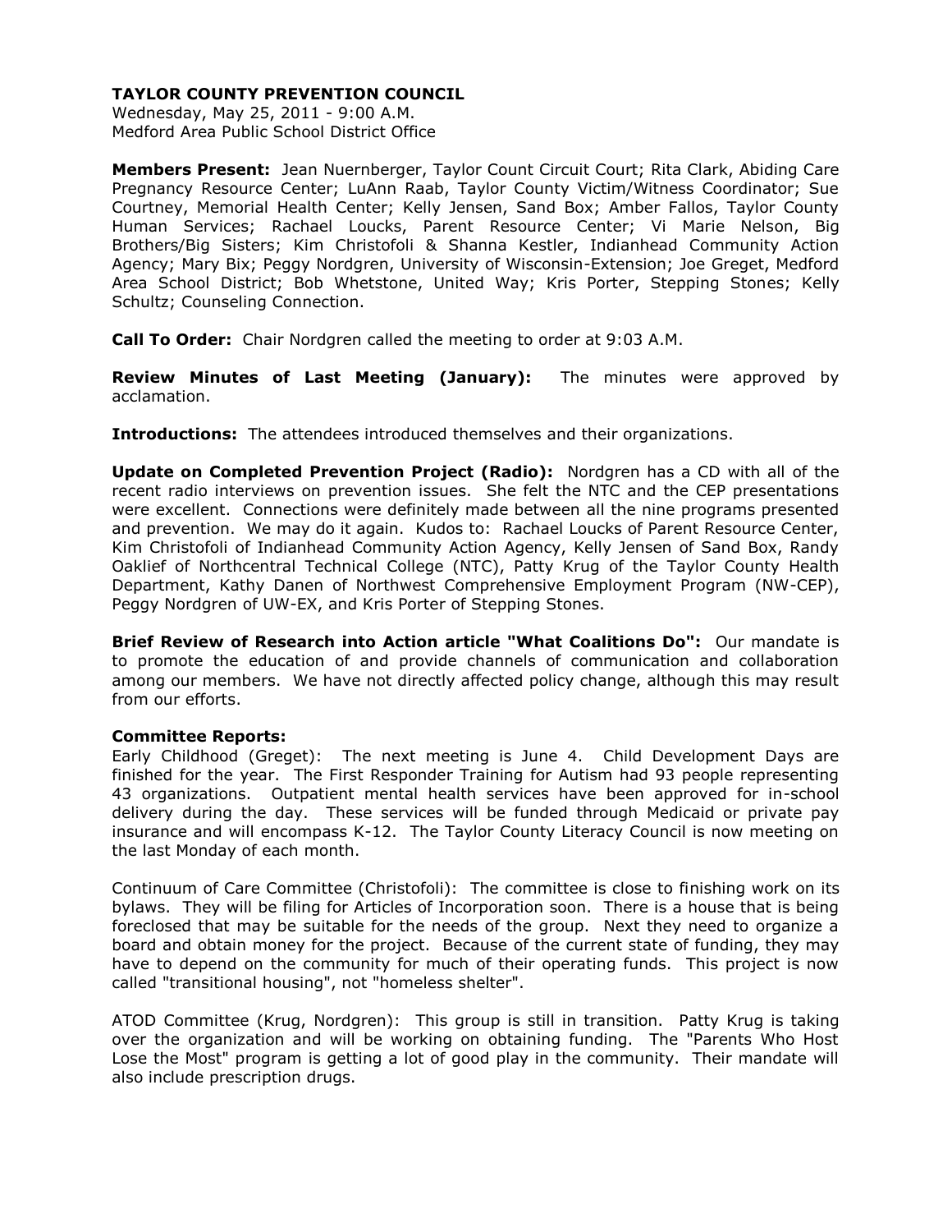**TAYLOR COUNTY PREVENTION COUNCIL**

Wednesday, May 25, 2011 - 9:00 A.M.
Medford Area Public School District Office

**Members Present:** Jean Nuernberger, Taylor Count Circuit Court; Rita Clark, Abiding Care Pregnancy Resource Center; LuAnn Raab, Taylor County Victim/Witness Coordinator; Sue Courtney, Memorial Health Center; Kelly Jensen, Sand Box; Amber Fallos, Taylor County Human Services; Rachael Loucks, Parent Resource Center; Vi Marie Nelson, Big Brothers/Big Sisters; Kim Christofoli & Shanna Kestler, Indianhead Community Action Agency; Mary Bix; Peggy Nordgren, University of Wisconsin-Extension; Joe Greget, Medford Area School District; Bob Whetstone, United Way; Kris Porter, Stepping Stones; Kelly Schultz; Counseling Connection.

**Call To Order:** Chair Nordgren called the meeting to order at 9:03 A.M.

**Review Minutes of Last Meeting (January):** The minutes were approved by acclamation.

**Introductions:** The attendees introduced themselves and their organizations.

**Update on Completed Prevention Project (Radio):** Nordgren has a CD with all of the recent radio interviews on prevention issues. She felt the NTC and the CEP presentations were excellent. Connections were definitely made between all the nine programs presented and prevention. We may do it again. Kudos to: Rachael Loucks of Parent Resource Center, Kim Christofoli of Indianhead Community Action Agency, Kelly Jensen of Sand Box, Randy Oaklief of Northcentral Technical College (NTC), Patty Krug of the Taylor County Health Department, Kathy Danen of Northwest Comprehensive Employment Program (NW-CEP), Peggy Nordgren of UW-EX, and Kris Porter of Stepping Stones.

**Brief Review of Research into Action article "What Coalitions Do":** Our mandate is to promote the education of and provide channels of communication and collaboration among our members. We have not directly affected policy change, although this may result from our efforts.

**Committee Reports:**

Early Childhood (Greget): The next meeting is June 4. Child Development Days are finished for the year. The First Responder Training for Autism had 93 people representing 43 organizations. Outpatient mental health services have been approved for in-school delivery during the day. These services will be funded through Medicaid or private pay insurance and will encompass K-12. The Taylor County Literacy Council is now meeting on the last Monday of each month.

Continuum of Care Committee (Christofoli): The committee is close to finishing work on its bylaws. They will be filing for Articles of Incorporation soon. There is a house that is being foreclosed that may be suitable for the needs of the group. Next they need to organize a board and obtain money for the project. Because of the current state of funding, they may have to depend on the community for much of their operating funds. This project is now called "transitional housing", not "homeless shelter".

ATOD Committee (Krug, Nordgren): This group is still in transition. Patty Krug is taking over the organization and will be working on obtaining funding. The "Parents Who Host Lose the Most" program is getting a lot of good play in the community. Their mandate will also include prescription drugs.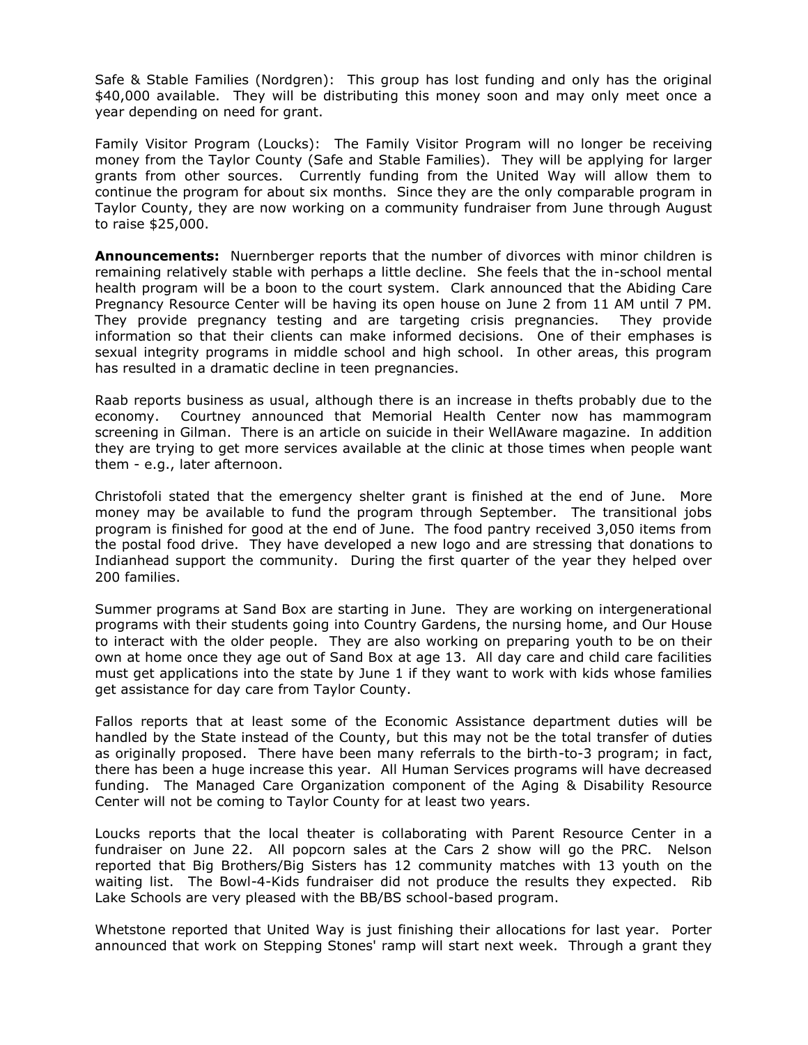Safe & Stable Families (Nordgren): This group has lost funding and only has the original $40,000 available. They will be distributing this money soon and may only meet once a year depending on need for grant.

Family Visitor Program (Loucks): The Family Visitor Program will no longer be receiving money from the Taylor County (Safe and Stable Families). They will be applying for larger grants from other sources. Currently funding from the United Way will allow them to continue the program for about six months. Since they are the only comparable program in Taylor County, they are now working on a community fundraiser from June through August to raise $25,000.

**Announcements:** Nuernberger reports that the number of divorces with minor children is remaining relatively stable with perhaps a little decline. She feels that the in-school mental health program will be a boon to the court system. Clark announced that the Abiding Care Pregnancy Resource Center will be having its open house on June 2 from 11 AM until 7 PM. They provide pregnancy testing and are targeting crisis pregnancies. They provide information so that their clients can make informed decisions. One of their emphases is sexual integrity programs in middle school and high school. In other areas, this program has resulted in a dramatic decline in teen pregnancies.

Raab reports business as usual, although there is an increase in thefts probably due to the economy. Courtney announced that Memorial Health Center now has mammogram screening in Gilman. There is an article on suicide in their WellAware magazine. In addition they are trying to get more services available at the clinic at those times when people want them - e.g., later afternoon.

Christofoli stated that the emergency shelter grant is finished at the end of June. More money may be available to fund the program through September. The transitional jobs program is finished for good at the end of June. The food pantry received 3,050 items from the postal food drive. They have developed a new logo and are stressing that donations to Indianhead support the community. During the first quarter of the year they helped over 200 families.

Summer programs at Sand Box are starting in June. They are working on intergenerational programs with their students going into Country Gardens, the nursing home, and Our House to interact with the older people. They are also working on preparing youth to be on their own at home once they age out of Sand Box at age 13. All day care and child care facilities must get applications into the state by June 1 if they want to work with kids whose families get assistance for day care from Taylor County.

Fallos reports that at least some of the Economic Assistance department duties will be handled by the State instead of the County, but this may not be the total transfer of duties as originally proposed. There have been many referrals to the birth-to-3 program; in fact, there has been a huge increase this year. All Human Services programs will have decreased funding. The Managed Care Organization component of the Aging & Disability Resource Center will not be coming to Taylor County for at least two years.

Loucks reports that the local theater is collaborating with Parent Resource Center in a fundraiser on June 22. All popcorn sales at the Cars 2 show will go the PRC. Nelson reported that Big Brothers/Big Sisters has 12 community matches with 13 youth on the waiting list. The Bowl-4-Kids fundraiser did not produce the results they expected. Rib Lake Schools are very pleased with the BB/BS school-based program.

Whetstone reported that United Way is just finishing their allocations for last year. Porter announced that work on Stepping Stones' ramp will start next week. Through a grant they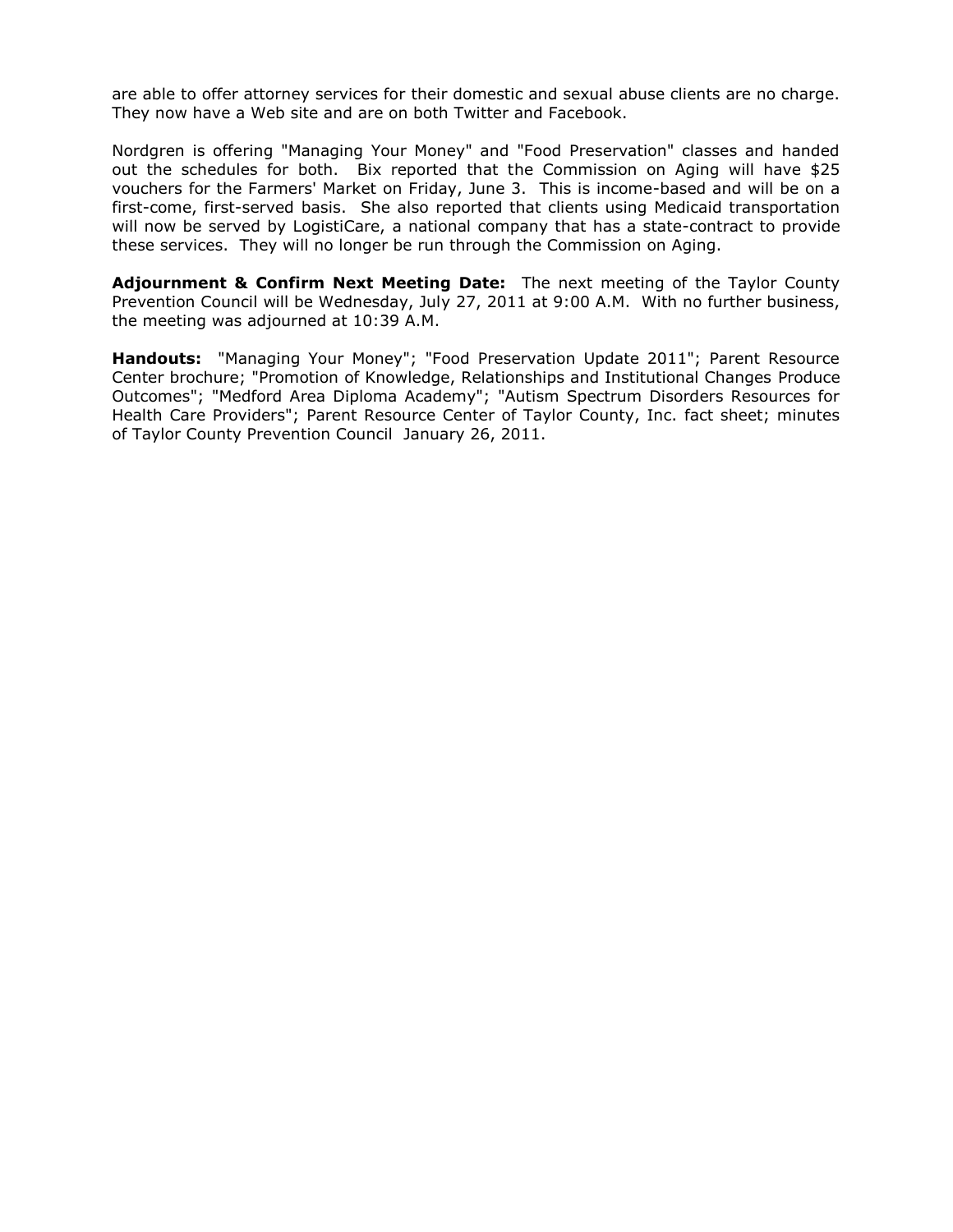are able to offer attorney services for their domestic and sexual abuse clients are no charge. They now have a Web site and are on both Twitter and Facebook.

Nordgren is offering "Managing Your Money" and "Food Preservation" classes and handed out the schedules for both. Bix reported that the Commission on Aging will have $25 vouchers for the Farmers' Market on Friday, June 3. This is income-based and will be on a first-come, first-served basis. She also reported that clients using Medicaid transportation will now be served by LogistiCare, a national company that has a state-contract to provide these services. They will no longer be run through the Commission on Aging.

**Adjournment & Confirm Next Meeting Date:** The next meeting of the Taylor County Prevention Council will be Wednesday, July 27, 2011 at 9:00 A.M. With no further business, the meeting was adjourned at 10:39 A.M.

**Handouts:** "Managing Your Money"; "Food Preservation Update 2011"; Parent Resource Center brochure; "Promotion of Knowledge, Relationships and Institutional Changes Produce Outcomes"; "Medford Area Diploma Academy"; "Autism Spectrum Disorders Resources for Health Care Providers"; Parent Resource Center of Taylor County, Inc. fact sheet; minutes of Taylor County Prevention Council January 26, 2011.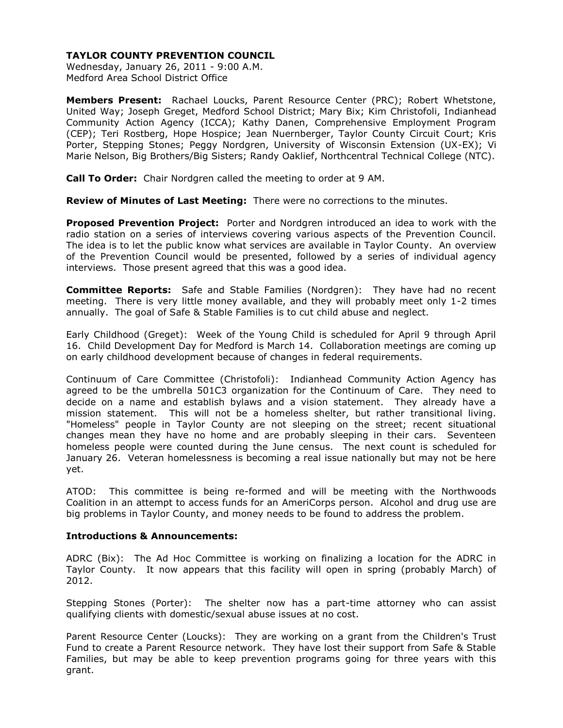**TAYLOR COUNTY PREVENTION COUNCIL**
Wednesday, January 26, 2011 - 9:00 A.M.
Medford Area School District Office

**Members Present:** Rachael Loucks, Parent Resource Center (PRC); Robert Whetstone, United Way; Joseph Greget, Medford School District; Mary Bix; Kim Christofoli, Indianhead Community Action Agency (ICCA); Kathy Danen, Comprehensive Employment Program (CEP); Teri Rostberg, Hope Hospice; Jean Nuernberger, Taylor County Circuit Court; Kris Porter, Stepping Stones; Peggy Nordgren, University of Wisconsin Extension (UX-EX); Vi Marie Nelson, Big Brothers/Big Sisters; Randy Oaklief, Northcentral Technical College (NTC).

**Call To Order:** Chair Nordgren called the meeting to order at 9 AM.

**Review of Minutes of Last Meeting:** There were no corrections to the minutes.

**Proposed Prevention Project:** Porter and Nordgren introduced an idea to work with the radio station on a series of interviews covering various aspects of the Prevention Council. The idea is to let the public know what services are available in Taylor County. An overview of the Prevention Council would be presented, followed by a series of individual agency interviews. Those present agreed that this was a good idea.

**Committee Reports:** Safe and Stable Families (Nordgren): They have had no recent meeting. There is very little money available, and they will probably meet only 1-2 times annually. The goal of Safe & Stable Families is to cut child abuse and neglect.

Early Childhood (Greget): Week of the Young Child is scheduled for April 9 through April 16. Child Development Day for Medford is March 14. Collaboration meetings are coming up on early childhood development because of changes in federal requirements.

Continuum of Care Committee (Christofoli): Indianhead Community Action Agency has agreed to be the umbrella 501C3 organization for the Continuum of Care. They need to decide on a name and establish bylaws and a vision statement. They already have a mission statement. This will not be a homeless shelter, but rather transitional living. "Homeless" people in Taylor County are not sleeping on the street; recent situational changes mean they have no home and are probably sleeping in their cars. Seventeen homeless people were counted during the June census. The next count is scheduled for January 26. Veteran homelessness is becoming a real issue nationally but may not be here yet.

ATOD: This committee is being re-formed and will be meeting with the Northwoods Coalition in an attempt to access funds for an AmeriCorps person. Alcohol and drug use are big problems in Taylor County, and money needs to be found to address the problem.

**Introductions & Announcements:**

ADRC (Bix): The Ad Hoc Committee is working on finalizing a location for the ADRC in Taylor County. It now appears that this facility will open in spring (probably March) of 2012.

Stepping Stones (Porter): The shelter now has a part-time attorney who can assist qualifying clients with domestic/sexual abuse issues at no cost.

Parent Resource Center (Loucks): They are working on a grant from the Children's Trust Fund to create a Parent Resource network. They have lost their support from Safe & Stable Families, but may be able to keep prevention programs going for three years with this grant.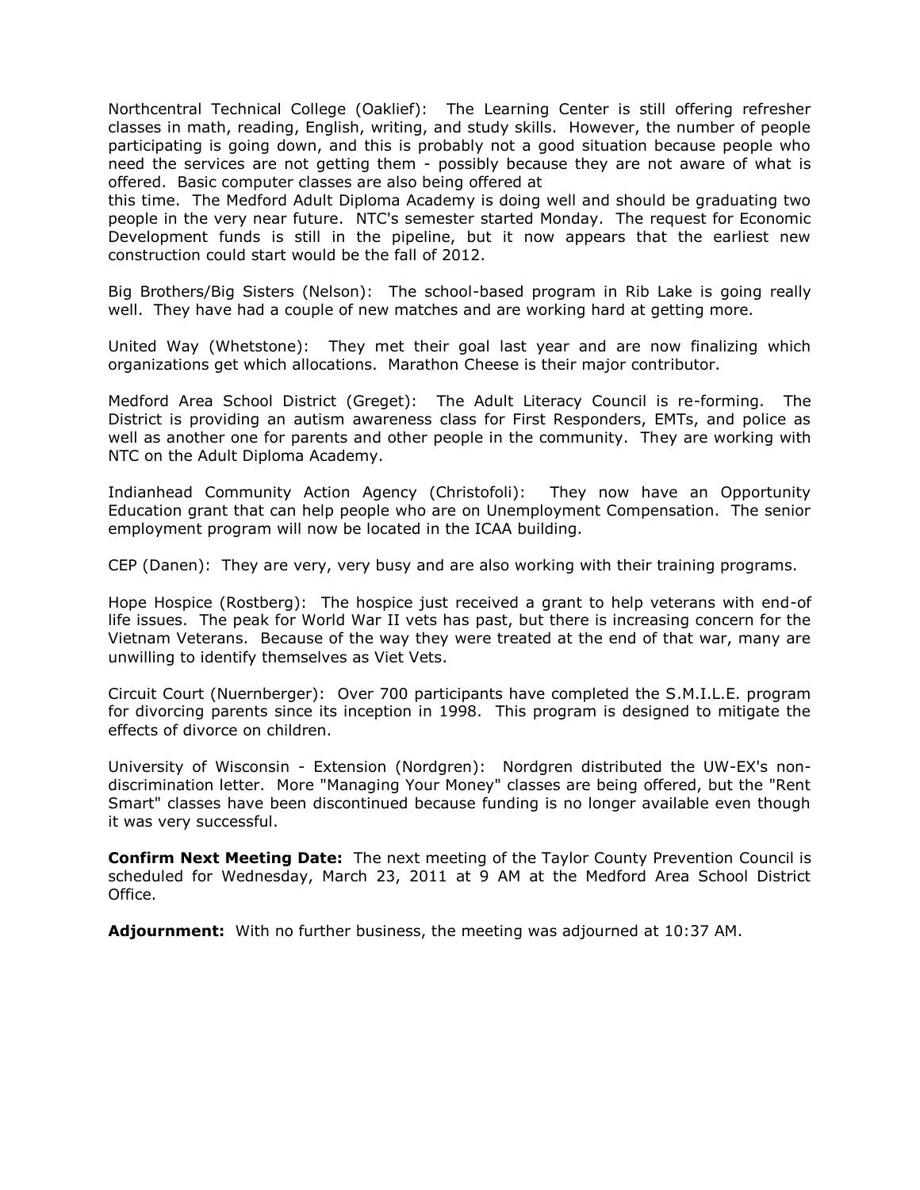Northcentral Technical College (Oaklief): The Learning Center is still offering refresher classes in math, reading, English, writing, and study skills. However, the number of people participating is going down, and this is probably not a good situation because people who need the services are not getting them - possibly because they are not aware of what is offered. Basic computer classes are also being offered at this time. The Medford Adult Diploma Academy is doing well and should be graduating two people in the very near future. NTC's semester started Monday. The request for Economic Development funds is still in the pipeline, but it now appears that the earliest new construction could start would be the fall of 2012.

Big Brothers/Big Sisters (Nelson): The school-based program in Rib Lake is going really well. They have had a couple of new matches and are working hard at getting more.

United Way (Whetstone): They met their goal last year and are now finalizing which organizations get which allocations. Marathon Cheese is their major contributor.

Medford Area School District (Greget): The Adult Literacy Council is re-forming. The District is providing an autism awareness class for First Responders, EMTs, and police as well as another one for parents and other people in the community. They are working with NTC on the Adult Diploma Academy.

Indianhead Community Action Agency (Christofoli): They now have an Opportunity Education grant that can help people who are on Unemployment Compensation. The senior employment program will now be located in the ICAA building.

CEP (Danen): They are very, very busy and are also working with their training programs.

Hope Hospice (Rostberg): The hospice just received a grant to help veterans with end-of life issues. The peak for World War II vets has past, but there is increasing concern for the Vietnam Veterans. Because of the way they were treated at the end of that war, many are unwilling to identify themselves as Viet Vets.

Circuit Court (Nuernberger): Over 700 participants have completed the S.M.I.L.E. program for divorcing parents since its inception in 1998. This program is designed to mitigate the effects of divorce on children.

University of Wisconsin - Extension (Nordgren): Nordgren distributed the UW-EX's non-discrimination letter. More "Managing Your Money" classes are being offered, but the "Rent Smart" classes have been discontinued because funding is no longer available even though it was very successful.

**Confirm Next Meeting Date:** The next meeting of the Taylor County Prevention Council is scheduled for Wednesday, March 23, 2011 at 9 AM at the Medford Area School District Office.

**Adjournment:** With no further business, the meeting was adjourned at 10:37 AM.